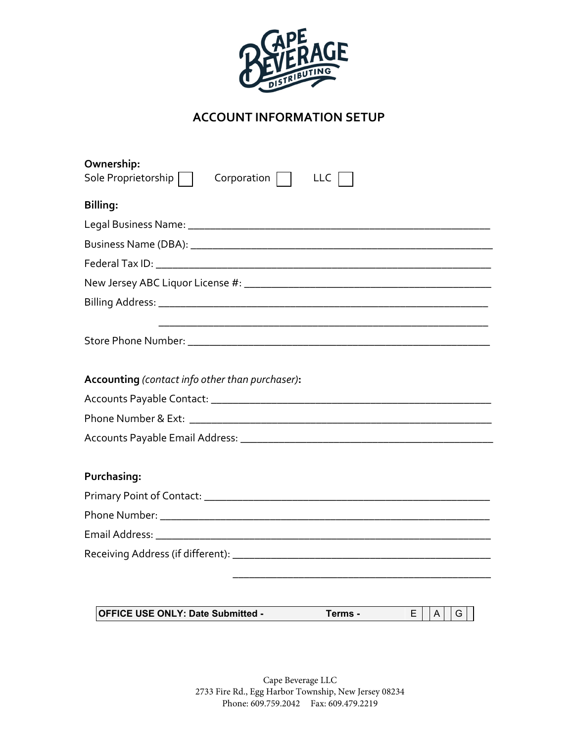# ACCOUNT INFORMATION SETUP

**Ownership:**

Sole Proprietorship ☐ Corporation ☐ LLC ☐

**Billing:**

Legal Business Name: ____________________________________________________

Business Name (DBA): ____________________________________________________

Federal Tax ID: ________________________________________________________

New Jersey ABC Liquor License #: _________________________________________

Billing Address: _______________________________________________________

_______________________________________________________

Store Phone Number: ____________________________________________________

**Accounting** *(contact info other than purchaser)***:**

Accounts Payable Contact: ________________________________________________

Phone Number & Ext: ____________________________________________________

Accounts Payable Email Address: ___________________________________________

**Purchasing:**

Primary Point of Contact: ________________________________________________

Phone Number: _________________________________________________________

Email Address: _________________________________________________________

Receiving Address (if different): ____________________________________________

____________________________________________

| OFFICE USE ONLY: Date Submitted - | Terms - | E | | A | | G | |
|---|---|---|---|---|---|---|---|

Cape Beverage LLC
2733 Fire Rd., Egg Harbor Township, New Jersey 08234
Phone: 609.759.2042 Fax: 609.479.2219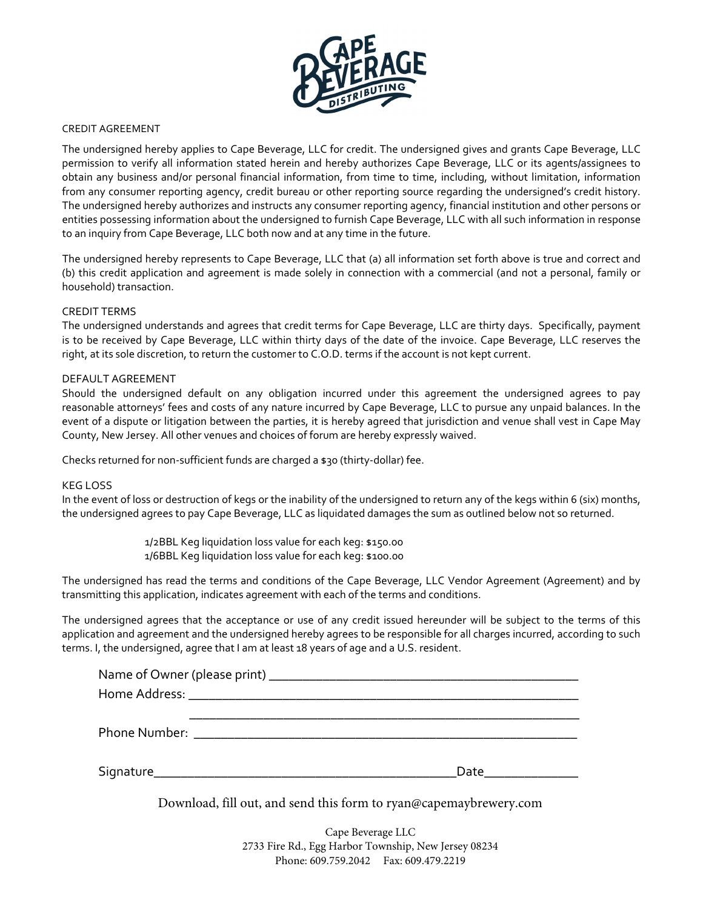CREDIT AGREEMENT

The undersigned hereby applies to Cape Beverage, LLC for credit. The undersigned gives and grants Cape Beverage, LLC permission to verify all information stated herein and hereby authorizes Cape Beverage, LLC or its agents/assignees to obtain any business and/or personal financial information, from time to time, including, without limitation, information from any consumer reporting agency, credit bureau or other reporting source regarding the undersigned's credit history. The undersigned hereby authorizes and instructs any consumer reporting agency, financial institution and other persons or entities possessing information about the undersigned to furnish Cape Beverage, LLC with all such information in response to an inquiry from Cape Beverage, LLC both now and at any time in the future.

The undersigned hereby represents to Cape Beverage, LLC that (a) all information set forth above is true and correct and (b) this credit application and agreement is made solely in connection with a commercial (and not a personal, family or household) transaction.

CREDIT TERMS

The undersigned understands and agrees that credit terms for Cape Beverage, LLC are thirty days. Specifically, payment is to be received by Cape Beverage, LLC within thirty days of the date of the invoice. Cape Beverage, LLC reserves the right, at its sole discretion, to return the customer to C.O.D. terms if the account is not kept current.

DEFAULT AGREEMENT

Should the undersigned default on any obligation incurred under this agreement the undersigned agrees to pay reasonable attorneys' fees and costs of any nature incurred by Cape Beverage, LLC to pursue any unpaid balances. In the event of a dispute or litigation between the parties, it is hereby agreed that jurisdiction and venue shall vest in Cape May County, New Jersey. All other venues and choices of forum are hereby expressly waived.

Checks returned for non-sufficient funds are charged a $30 (thirty-dollar) fee.

KEG LOSS

In the event of loss or destruction of kegs or the inability of the undersigned to return any of the kegs within 6 (six) months, the undersigned agrees to pay Cape Beverage, LLC as liquidated damages the sum as outlined below not so returned.

1/2BBL Keg liquidation loss value for each keg: $150.00
1/6BBL Keg liquidation loss value for each keg: $100.00

The undersigned has read the terms and conditions of the Cape Beverage, LLC Vendor Agreement (Agreement) and by transmitting this application, indicates agreement with each of the terms and conditions.

The undersigned agrees that the acceptance or use of any credit issued hereunder will be subject to the terms of this application and agreement and the undersigned hereby agrees to be responsible for all charges incurred, according to such terms. I, the undersigned, agree that I am at least 18 years of age and a U.S. resident.

Name of Owner (please print) ______________________________________________

Home Address: ________________________________________________________

________________________________________________________

Phone Number: ________________________________________________________

Signature__________________________________________Date_____________

Download, fill out, and send this form to ryan@capemaybrewery.com

Cape Beverage LLC
2733 Fire Rd., Egg Harbor Township, New Jersey 08234
Phone: 609.759.2042 Fax: 609.479.2219